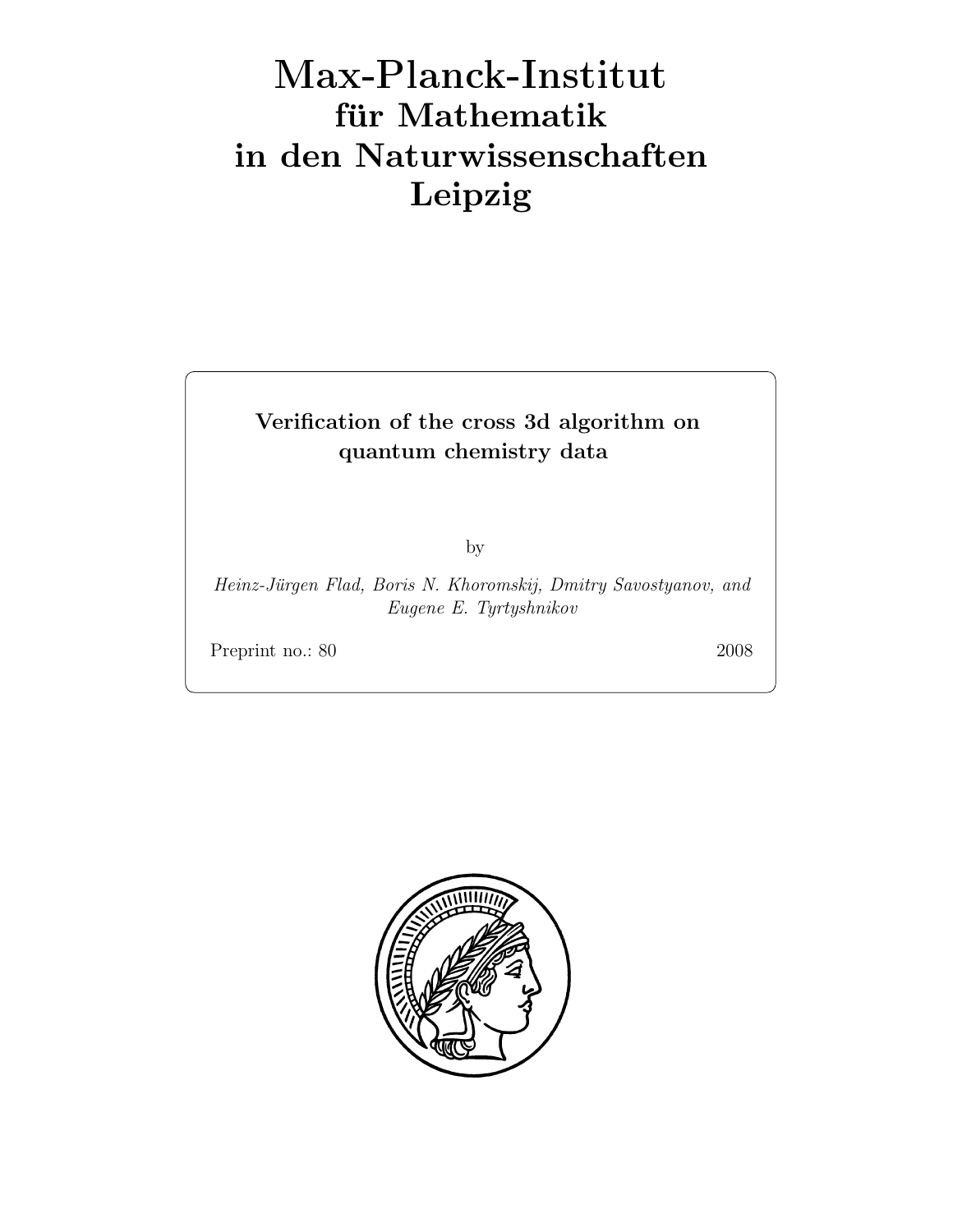# Max-Planck-Institut für Mathematik in den Naturwissenschaften Leipzig

**Verification of the cross 3d algorithm on quantum chemistry data**

by

*Heinz-Jürgen Flad, Boris N. Khoromskij, Dmitry Savostyanov, and Eugene E. Tyrtyshnikov*

Preprint no.: 80 2008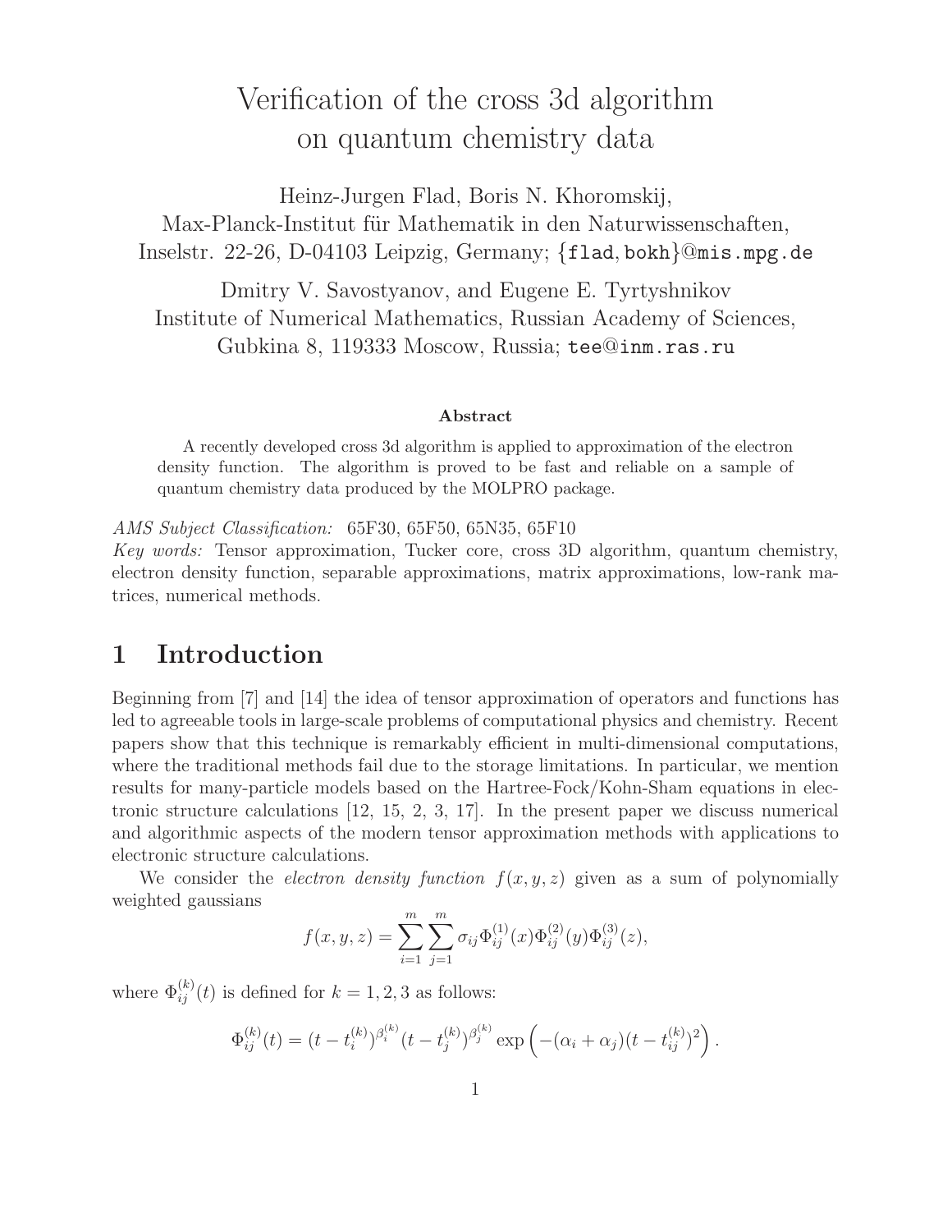# Verification of the cross 3d algorithm on quantum chemistry data

Heinz-Jurgen Flad, Boris N. Khoromskij,
Max-Planck-Institut für Mathematik in den Naturwissenschaften,
Inselstr. 22-26, D-04103 Leipzig, Germany; {flad, bokh}@mis.mpg.de

Dmitry V. Savostyanov, and Eugene E. Tyrtyshnikov
Institute of Numerical Mathematics, Russian Academy of Sciences,
Gubkina 8, 119333 Moscow, Russia; tee@inm.ras.ru

**Abstract**

A recently developed cross 3d algorithm is applied to approximation of the electron density function. The algorithm is proved to be fast and reliable on a sample of quantum chemistry data produced by the MOLPRO package.

*AMS Subject Classification:* 65F30, 65F50, 65N35, 65F10
*Key words:* Tensor approximation, Tucker core, cross 3D algorithm, quantum chemistry, electron density function, separable approximations, matrix approximations, low-rank matrices, numerical methods.

## 1 Introduction

Beginning from [7] and [14] the idea of tensor approximation of operators and functions has led to agreeable tools in large-scale problems of computational physics and chemistry. Recent papers show that this technique is remarkably efficient in multi-dimensional computations, where the traditional methods fail due to the storage limitations. In particular, we mention results for many-particle models based on the Hartree-Fock/Kohn-Sham equations in electronic structure calculations [12, 15, 2, 3, 17]. In the present paper we discuss numerical and algorithmic aspects of the modern tensor approximation methods with applications to electronic structure calculations.

We consider the *electron density function* $f(x, y, z)$ given as a sum of polynomially weighted gaussians

$$f(x, y, z) = \sum_{i=1}^{m} \sum_{j=1}^{m} \sigma_{ij} \Phi_{ij}^{(1)}(x) \Phi_{ij}^{(2)}(y) \Phi_{ij}^{(3)}(z),$$

where $\Phi_{ij}^{(k)}(t)$ is defined for $k = 1, 2, 3$ as follows:

$$\Phi_{ij}^{(k)}(t) = (t - t_i^{(k)})^{\beta_i^{(k)}} (t - t_j^{(k)})^{\beta_j^{(k)}} \exp\left(-(\alpha_i + \alpha_j)(t - t_{ij}^{(k)})^2\right).$$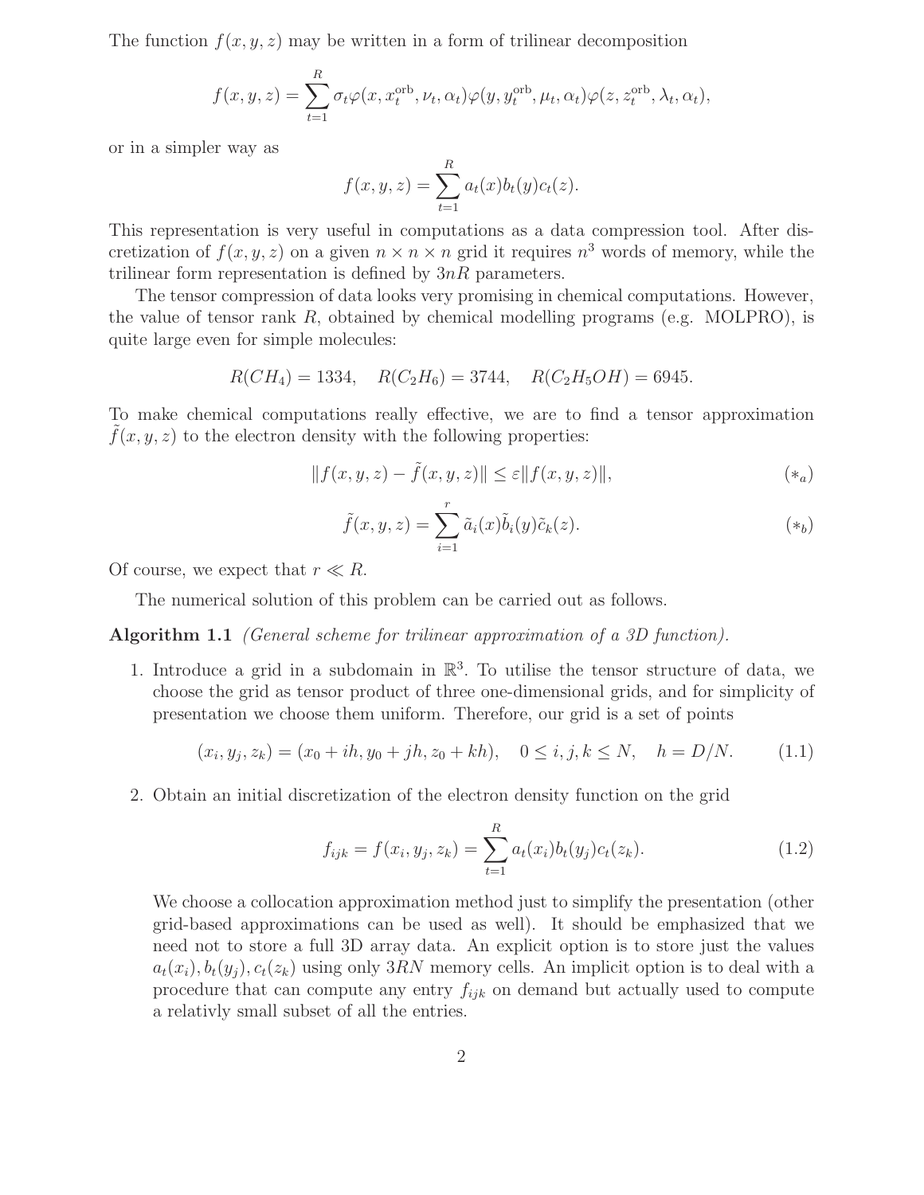The function $f(x, y, z)$ may be written in a form of trilinear decomposition

$$f(x, y, z) = \sum_{t=1}^{R} \sigma_t \varphi(x, x_t^{\text{orb}}, \nu_t, \alpha_t) \varphi(y, y_t^{\text{orb}}, \mu_t, \alpha_t) \varphi(z, z_t^{\text{orb}}, \lambda_t, \alpha_t),$$

or in a simpler way as

$$f(x, y, z) = \sum_{t=1}^{R} a_t(x) b_t(y) c_t(z).$$

This representation is very useful in computations as a data compression tool. After discretization of $f(x, y, z)$ on a given $n \times n \times n$ grid it requires $n^3$ words of memory, while the trilinear form representation is defined by $3nR$ parameters.

The tensor compression of data looks very promising in chemical computations. However, the value of tensor rank $R$, obtained by chemical modelling programs (e.g. MOLPRO), is quite large even for simple molecules:

$$R(CH_4) = 1334, \quad R(C_2H_6) = 3744, \quad R(C_2H_5OH) = 6945.$$

To make chemical computations really effective, we are to find a tensor approximation $\tilde{f}(x, y, z)$ to the electron density with the following properties:

$$\|f(x, y, z) - \tilde{f}(x, y, z)\| \leq \varepsilon \|f(x, y, z)\|, \qquad (*_a)$$

$$\tilde{f}(x, y, z) = \sum_{i=1}^{r} \tilde{a}_i(x) \tilde{b}_i(y) \tilde{c}_k(z). \qquad (*_b)$$

Of course, we expect that $r \ll R$.

The numerical solution of this problem can be carried out as follows.

**Algorithm 1.1** *(General scheme for trilinear approximation of a 3D function).*

1. Introduce a grid in a subdomain in $\mathbb{R}^3$. To utilise the tensor structure of data, we choose the grid as tensor product of three one-dimensional grids, and for simplicity of presentation we choose them uniform. Therefore, our grid is a set of points

$$(x_i, y_j, z_k) = (x_0 + ih, y_0 + jh, z_0 + kh), \quad 0 \leq i, j, k \leq N, \quad h = D/N. \qquad (1.1)$$

2. Obtain an initial discretization of the electron density function on the grid

$$f_{ijk} = f(x_i, y_j, z_k) = \sum_{t=1}^{R} a_t(x_i) b_t(y_j) c_t(z_k). \qquad (1.2)$$

   We choose a collocation approximation method just to simplify the presentation (other grid-based approximations can be used as well). It should be emphasized that we need not to store a full 3D array data. An explicit option is to store just the values $a_t(x_i), b_t(y_j), c_t(z_k)$ using only $3RN$ memory cells. An implicit option is to deal with a procedure that can compute any entry $f_{ijk}$ on demand but actually used to compute a relativly small subset of all the entries.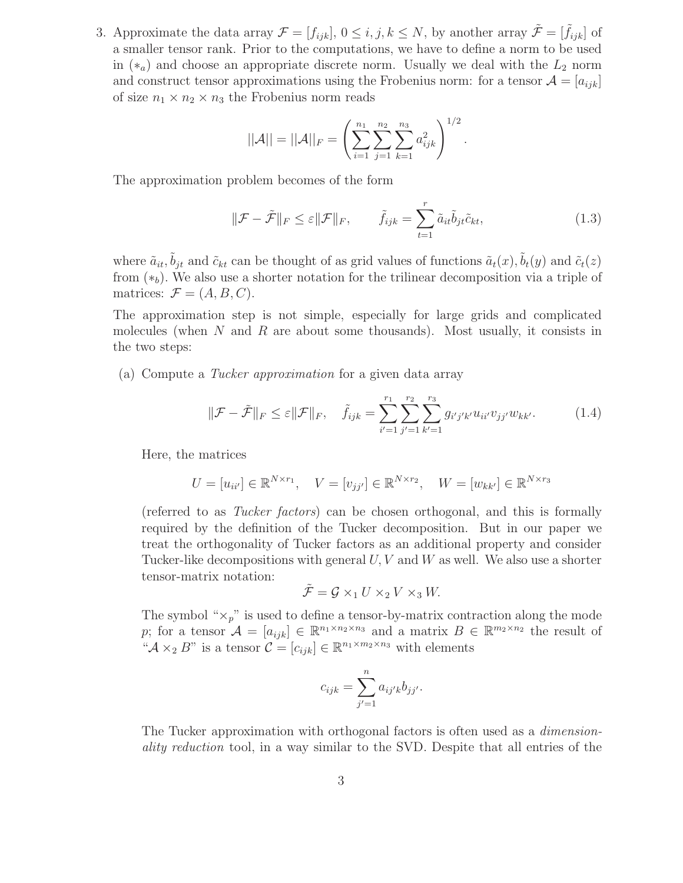3. Approximate the data array $\mathcal{F} = [f_{ijk}]$, $0 \le i, j, k \le N$, by another array $\tilde{\mathcal{F}} = [\tilde{f}_{ijk}]$ of a smaller tensor rank. Prior to the computations, we have to define a norm to be used in $(*_a)$ and choose an appropriate discrete norm. Usually we deal with the $L_2$ norm and construct tensor approximations using the Frobenius norm: for a tensor $\mathcal{A} = [a_{ijk}]$ of size $n_1 \times n_2 \times n_3$ the Frobenius norm reads

$$||\mathcal{A}|| = ||\mathcal{A}||_F = \left( \sum_{i=1}^{n_1} \sum_{j=1}^{n_2} \sum_{k=1}^{n_3} a_{ijk}^2 \right)^{1/2}.$$

The approximation problem becomes of the form

$$\|\mathcal{F} - \tilde{\mathcal{F}}\|_F \le \varepsilon \|\mathcal{F}\|_F, \qquad \tilde{f}_{ijk} = \sum_{t=1}^{r} \tilde{a}_{it} \tilde{b}_{jt} \tilde{c}_{kt}, \tag{1.3}$$

where $\tilde{a}_{it}, \tilde{b}_{jt}$ and $\tilde{c}_{kt}$ can be thought of as grid values of functions $\tilde{a}_t(x), \tilde{b}_t(y)$ and $\tilde{c}_t(z)$ from $(*_b)$. We also use a shorter notation for the trilinear decomposition via a triple of matrices: $\mathcal{F} = (A, B, C)$.

The approximation step is not simple, especially for large grids and complicated molecules (when $N$ and $R$ are about some thousands). Most usually, it consists in the two steps:

(a) Compute a *Tucker approximation* for a given data array

$$\|\mathcal{F} - \tilde{\mathcal{F}}\|_F \le \varepsilon \|\mathcal{F}\|_F, \quad \tilde{f}_{ijk} = \sum_{i'=1}^{r_1} \sum_{j'=1}^{r_2} \sum_{k'=1}^{r_3} g_{i'j'k'} u_{ii'} v_{jj'} w_{kk'}. \tag{1.4}$$

Here, the matrices

$$U = [u_{ii'}] \in \mathbb{R}^{N \times r_1}, \quad V = [v_{jj'}] \in \mathbb{R}^{N \times r_2}, \quad W = [w_{kk'}] \in \mathbb{R}^{N \times r_3}$$

(referred to as *Tucker factors*) can be chosen orthogonal, and this is formally required by the definition of the Tucker decomposition. But in our paper we treat the orthogonality of Tucker factors as an additional property and consider Tucker-like decompositions with general $U, V$ and $W$ as well. We also use a shorter tensor-matrix notation:

$$\tilde{\mathcal{F}} = \mathcal{G} \times_1 U \times_2 V \times_3 W.$$

The symbol "$\times_p$" is used to define a tensor-by-matrix contraction along the mode $p$; for a tensor $\mathcal{A} = [a_{ijk}] \in \mathbb{R}^{n_1 \times n_2 \times n_3}$ and a matrix $B \in \mathbb{R}^{m_2 \times n_2}$ the result of "$\mathcal{A} \times_2 B$" is a tensor $\mathcal{C} = [c_{ijk}] \in \mathbb{R}^{n_1 \times m_2 \times n_3}$ with elements

$$c_{ijk} = \sum_{j'=1}^{n} a_{ij'k} b_{jj'}.$$

The Tucker approximation with orthogonal factors is often used as a *dimensionality reduction* tool, in a way similar to the SVD. Despite that all entries of the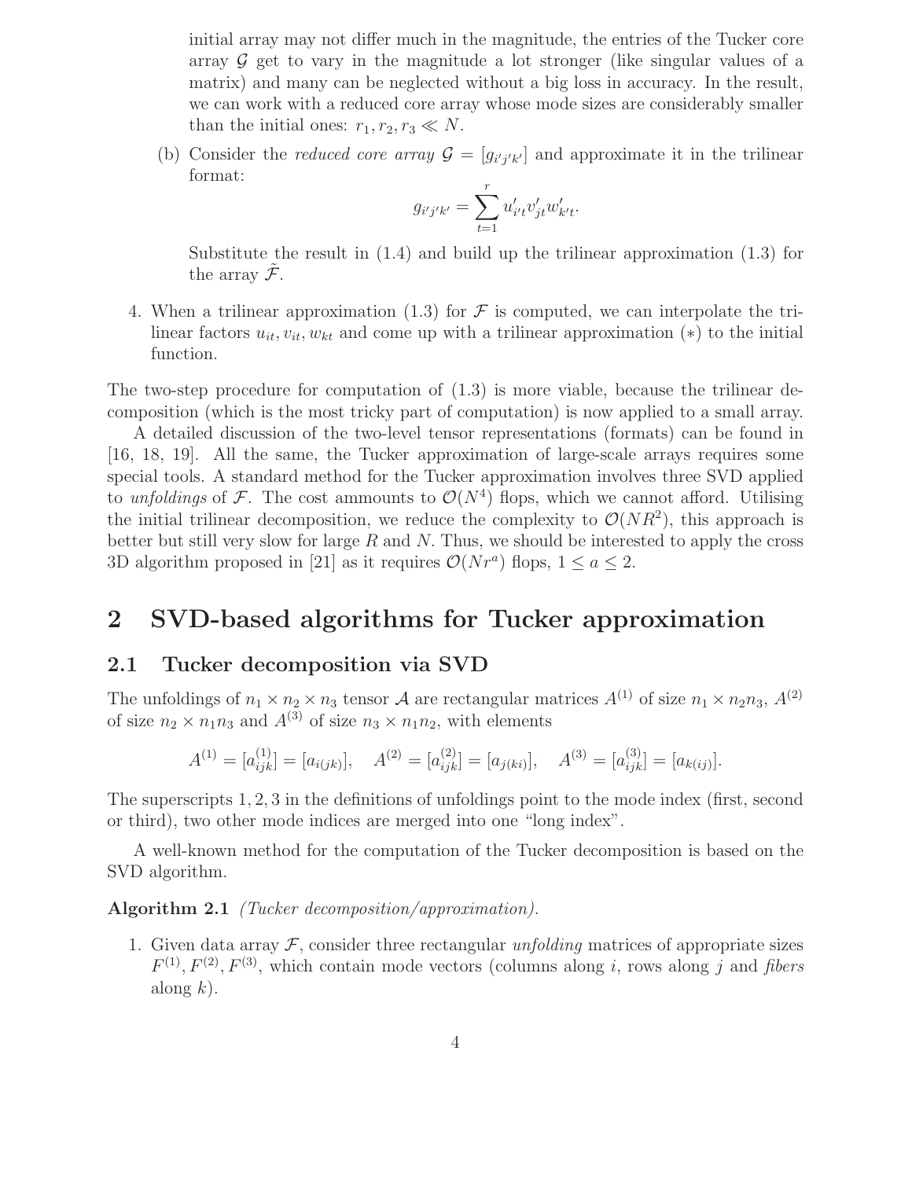initial array may not differ much in the magnitude, the entries of the Tucker core array $\mathcal{G}$ get to vary in the magnitude a lot stronger (like singular values of a matrix) and many can be neglected without a big loss in accuracy. In the result, we can work with a reduced core array whose mode sizes are considerably smaller than the initial ones: $r_1, r_2, r_3 \ll N$.

(b) Consider the *reduced core array* $\mathcal{G} = [g_{i'j'k'}]$ and approximate it in the trilinear format:

$$g_{i'j'k'} = \sum_{t=1}^{r} u'_{i't} v'_{jt} w'_{k't}.$$

Substitute the result in (1.4) and build up the trilinear approximation (1.3) for the array $\tilde{\mathcal{F}}$.

4. When a trilinear approximation (1.3) for $\mathcal{F}$ is computed, we can interpolate the trilinear factors $u_{it}, v_{it}, w_{kt}$ and come up with a trilinear approximation $(*)$ to the initial function.

The two-step procedure for computation of (1.3) is more viable, because the trilinear decomposition (which is the most tricky part of computation) is now applied to a small array.

A detailed discussion of the two-level tensor representations (formats) can be found in [16, 18, 19]. All the same, the Tucker approximation of large-scale arrays requires some special tools. A standard method for the Tucker approximation involves three SVD applied to *unfoldings* of $\mathcal{F}$. The cost ammounts to $\mathcal{O}(N^4)$ flops, which we cannot afford. Utilising the initial trilinear decomposition, we reduce the complexity to $\mathcal{O}(NR^2)$, this approach is better but still very slow for large $R$ and $N$. Thus, we should be interested to apply the cross 3D algorithm proposed in [21] as it requires $\mathcal{O}(Nr^a)$ flops, $1 \le a \le 2$.

# 2 SVD-based algorithms for Tucker approximation

## 2.1 Tucker decomposition via SVD

The unfoldings of $n_1 \times n_2 \times n_3$ tensor $\mathcal{A}$ are rectangular matrices $A^{(1)}$ of size $n_1 \times n_2 n_3$, $A^{(2)}$ of size $n_2 \times n_1 n_3$ and $A^{(3)}$ of size $n_3 \times n_1 n_2$, with elements

$$A^{(1)} = [a^{(1)}_{ijk}] = [a_{i(jk)}], \quad A^{(2)} = [a^{(2)}_{ijk}] = [a_{j(ki)}], \quad A^{(3)} = [a^{(3)}_{ijk}] = [a_{k(ij)}].$$

The superscripts $1, 2, 3$ in the definitions of unfoldings point to the mode index (first, second or third), two other mode indices are merged into one "long index".

A well-known method for the computation of the Tucker decomposition is based on the SVD algorithm.

**Algorithm 2.1** *(Tucker decomposition/approximation).*

1. Given data array $\mathcal{F}$, consider three rectangular *unfolding* matrices of appropriate sizes $F^{(1)}, F^{(2)}, F^{(3)}$, which contain mode vectors (columns along $i$, rows along $j$ and *fibers* along $k$).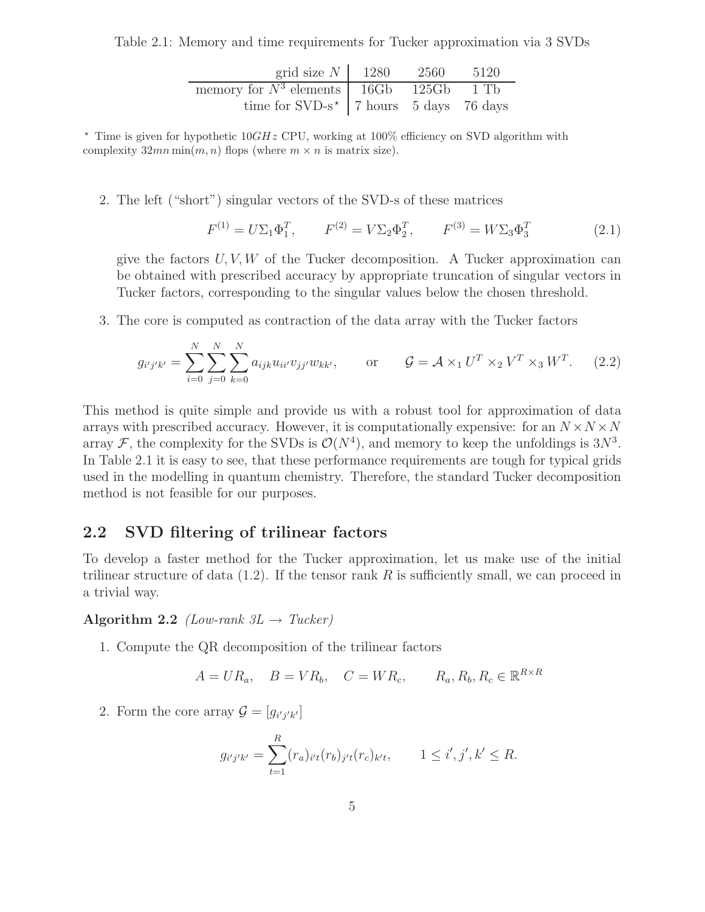Table 2.1: Memory and time requirements for Tucker approximation via 3 SVDs

| grid size $N$ | 1280 | 2560 | 5120 |
|---|---|---|---|
| memory for $N^3$ elements | 16Gb | 125Gb | 1 Tb |
| time for SVD-s$^\star$ | 7 hours | 5 days | 76 days |

$^\star$ Time is given for hypothetic $10GHz$ CPU, working at 100% efficiency on SVD algorithm with complexity $32mn\min(m,n)$ flops (where $m \times n$ is matrix size).

2. The left ("short") singular vectors of the SVD-s of these matrices

$$F^{(1)} = U\Sigma_1\Phi_1^T, \qquad F^{(2)} = V\Sigma_2\Phi_2^T, \qquad F^{(3)} = W\Sigma_3\Phi_3^T \tag{2.1}$$

give the factors $U, V, W$ of the Tucker decomposition. A Tucker approximation can be obtained with prescribed accuracy by appropriate truncation of singular vectors in Tucker factors, corresponding to the singular values below the chosen threshold.

3. The core is computed as contraction of the data array with the Tucker factors

$$g_{i'j'k'} = \sum_{i=0}^{N}\sum_{j=0}^{N}\sum_{k=0}^{N} a_{ijk}u_{ii'}v_{jj'}w_{kk'}, \qquad \text{or} \qquad \mathcal{G} = \mathcal{A} \times_1 U^T \times_2 V^T \times_3 W^T. \tag{2.2}$$

This method is quite simple and provide us with a robust tool for approximation of data arrays with prescribed accuracy. However, it is computationally expensive: for an $N \times N \times N$ array $\mathcal{F}$, the complexity for the SVDs is $\mathcal{O}(N^4)$, and memory to keep the unfoldings is $3N^3$. In Table 2.1 it is easy to see, that these performance requirements are tough for typical grids used in the modelling in quantum chemistry. Therefore, the standard Tucker decomposition method is not feasible for our purposes.

## 2.2 SVD filtering of trilinear factors

To develop a faster method for the Tucker approximation, let us make use of the initial trilinear structure of data (1.2). If the tensor rank $R$ is sufficiently small, we can proceed in a trivial way.

**Algorithm 2.2** *(Low-rank 3L → Tucker)*

1. Compute the QR decomposition of the trilinear factors

$$A = UR_a, \quad B = VR_b, \quad C = WR_c, \qquad R_a, R_b, R_c \in \mathbb{R}^{R \times R}$$

2. Form the core array $\mathcal{G} = [g_{i'j'k'}]$

$$g_{i'j'k'} = \sum_{t=1}^{R} (r_a)_{i't}(r_b)_{j't}(r_c)_{k't}, \qquad 1 \leq i', j', k' \leq R.$$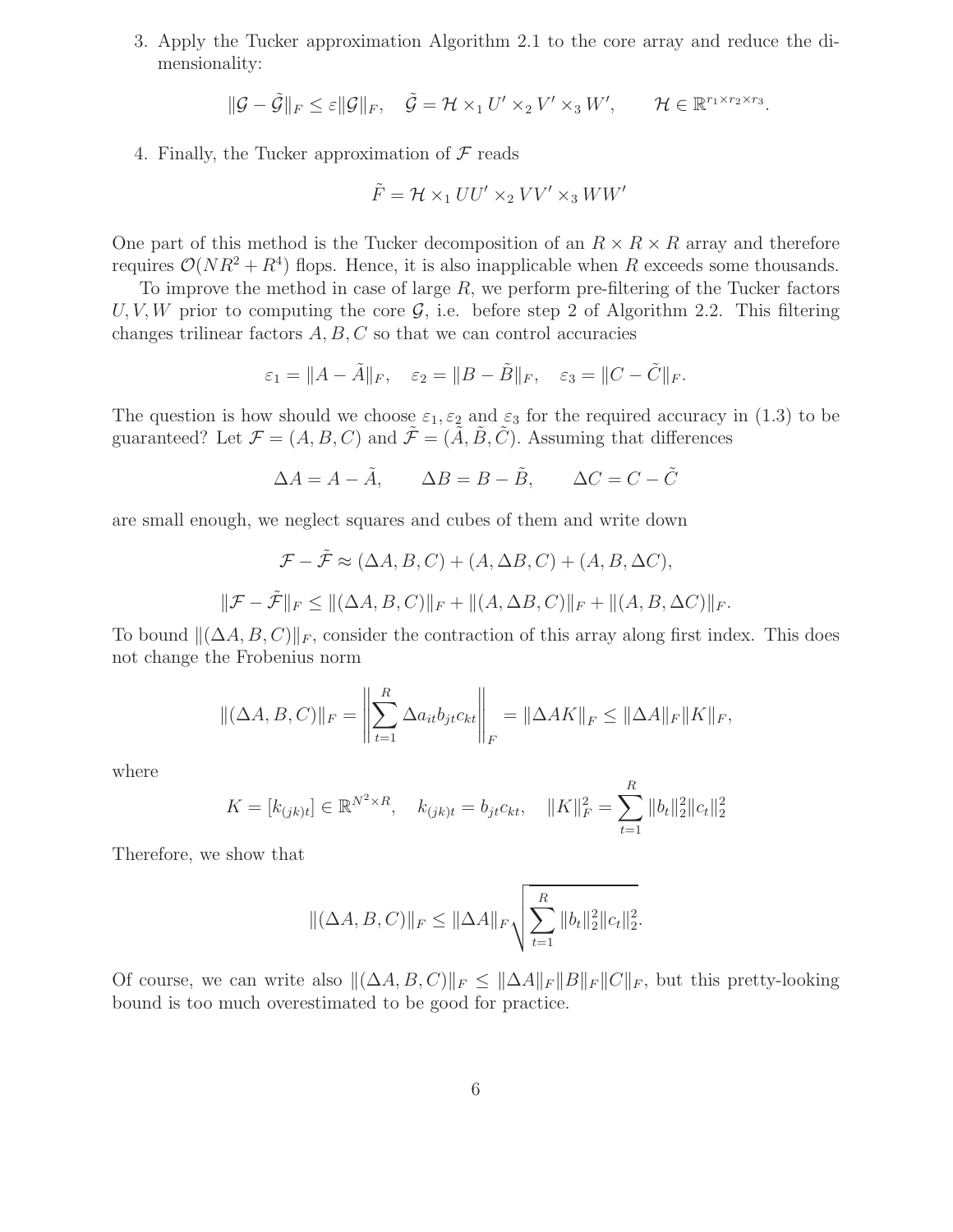3. Apply the Tucker approximation Algorithm 2.1 to the core array and reduce the dimensionality:

$$\|\mathcal{G} - \tilde{\mathcal{G}}\|_F \le \varepsilon \|\mathcal{G}\|_F, \quad \tilde{\mathcal{G}} = \mathcal{H} \times_1 U' \times_2 V' \times_3 W', \qquad \mathcal{H} \in \mathbb{R}^{r_1 \times r_2 \times r_3}.$$

4. Finally, the Tucker approximation of $\mathcal{F}$ reads

$$\tilde{F} = \mathcal{H} \times_1 UU' \times_2 VV' \times_3 WW'$$

One part of this method is the Tucker decomposition of an $R \times R \times R$ array and therefore requires $\mathcal{O}(NR^2 + R^4)$ flops. Hence, it is also inapplicable when $R$ exceeds some thousands.

To improve the method in case of large $R$, we perform pre-filtering of the Tucker factors $U, V, W$ prior to computing the core $\mathcal{G}$, i.e. before step 2 of Algorithm 2.2. This filtering changes trilinear factors $A, B, C$ so that we can control accuracies

$$\varepsilon_1 = \|A - \tilde{A}\|_F, \quad \varepsilon_2 = \|B - \tilde{B}\|_F, \quad \varepsilon_3 = \|C - \tilde{C}\|_F.$$

The question is how should we choose $\varepsilon_1, \varepsilon_2$ and $\varepsilon_3$ for the required accuracy in (1.3) to be guaranteed? Let $\mathcal{F} = (A, B, C)$ and $\tilde{\mathcal{F}} = (\tilde{A}, \tilde{B}, \tilde{C})$. Assuming that differences

$$\Delta A = A - \tilde{A}, \qquad \Delta B = B - \tilde{B}, \qquad \Delta C = C - \tilde{C}$$

are small enough, we neglect squares and cubes of them and write down

$$\mathcal{F} - \tilde{\mathcal{F}} \approx (\Delta A, B, C) + (A, \Delta B, C) + (A, B, \Delta C),$$

$$\|\mathcal{F} - \tilde{\mathcal{F}}\|_F \le \|(\Delta A, B, C)\|_F + \|(A, \Delta B, C)\|_F + \|(A, B, \Delta C)\|_F.$$

To bound $\|(\Delta A, B, C)\|_F$, consider the contraction of this array along first index. This does not change the Frobenius norm

$$\|(\Delta A, B, C)\|_F = \left\| \sum_{t=1}^{R} \Delta a_{it} b_{jt} c_{kt} \right\|_F = \|\Delta A K\|_F \le \|\Delta A\|_F \|K\|_F,$$

where

$$K = [k_{(jk)t}] \in \mathbb{R}^{N^2 \times R}, \quad k_{(jk)t} = b_{jt} c_{kt}, \quad \|K\|_F^2 = \sum_{t=1}^{R} \|b_t\|_2^2 \|c_t\|_2^2$$

Therefore, we show that

$$\|(\Delta A, B, C)\|_F \le \|\Delta A\|_F \sqrt{\sum_{t=1}^{R} \|b_t\|_2^2 \|c_t\|_2^2}.$$

Of course, we can write also $\|(\Delta A, B, C)\|_F \le \|\Delta A\|_F \|B\|_F \|C\|_F$, but this pretty-looking bound is too much overestimated to be good for practice.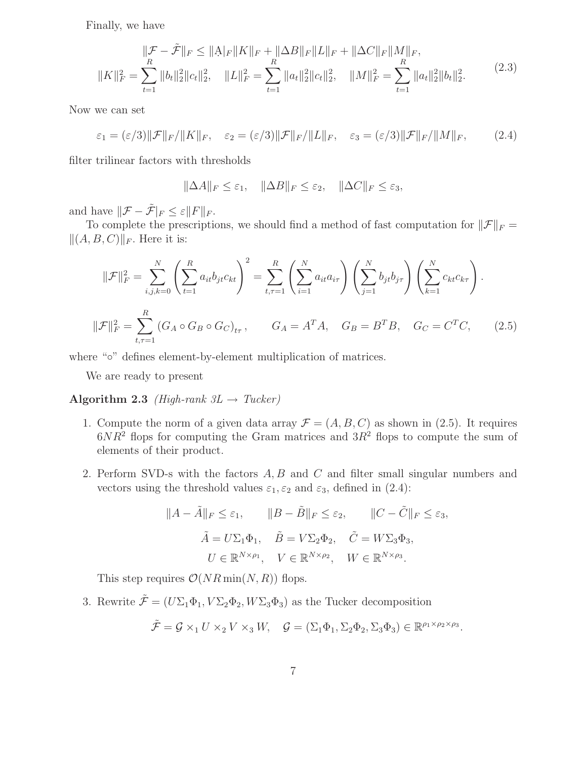Finally, we have

$$
\begin{gathered}
\|\mathcal{F}-\tilde{\mathcal{F}}\|_F \le \|\Delta A\|_F \|K\|_F + \|\Delta B\|_F \|L\|_F + \|\Delta C\|_F \|M\|_F, \\
\|K\|_F^2 = \sum_{t=1}^{R} \|b_t\|_2^2 \|c_t\|_2^2, \quad \|L\|_F^2 = \sum_{t=1}^{R} \|a_t\|_2^2 \|c_t\|_2^2, \quad \|M\|_F^2 = \sum_{t=1}^{R} \|a_t\|_2^2 \|b_t\|_2^2.
\end{gathered} \tag{2.3}
$$

Now we can set

$$
\varepsilon_1 = (\varepsilon/3)\|\mathcal{F}\|_F/\|K\|_F, \quad \varepsilon_2 = (\varepsilon/3)\|\mathcal{F}\|_F/\|L\|_F, \quad \varepsilon_3 = (\varepsilon/3)\|\mathcal{F}\|_F/\|M\|_F, \tag{2.4}
$$

filter trilinear factors with thresholds

$$
\|\Delta A\|_F \le \varepsilon_1, \quad \|\Delta B\|_F \le \varepsilon_2, \quad \|\Delta C\|_F \le \varepsilon_3,
$$

and have $\|\mathcal{F}-\tilde{\mathcal{F}}|_F \le \varepsilon \|F\|_F$.

To complete the prescriptions, we should find a method of fast computation for $\|\mathcal{F}\|_F = \|(A,B,C)\|_F$. Here it is:

$$
\|\mathcal{F}\|_F^2 = \sum_{i,j,k=0}^{N} \left( \sum_{t=1}^{R} a_{it} b_{jt} c_{kt} \right)^2 = \sum_{t,\tau=1}^{R} \left( \sum_{i=1}^{N} a_{it} a_{i\tau} \right) \left( \sum_{j=1}^{N} b_{jt} b_{j\tau} \right) \left( \sum_{k=1}^{N} c_{kt} c_{k\tau} \right).
$$

$$
\|\mathcal{F}\|_F^2 = \sum_{t,\tau=1}^{R} (G_A \circ G_B \circ G_C)_{t\tau}, \qquad G_A = A^T A, \quad G_B = B^T B, \quad G_C = C^T C, \tag{2.5}
$$

where "$\circ$" defines element-by-element multiplication of matrices.

We are ready to present

**Algorithm 2.3** *(High-rank 3L → Tucker)*

1. Compute the norm of a given data array $\mathcal{F} = (A,B,C)$ as shown in (2.5). It requires $6NR^2$ flops for computing the Gram matrices and $3R^2$ flops to compute the sum of elements of their product.

2. Perform SVD-s with the factors $A, B$ and $C$ and filter small singular numbers and vectors using the threshold values $\varepsilon_1, \varepsilon_2$ and $\varepsilon_3$, defined in (2.4):

$$
\|A-\tilde{A}\|_F \le \varepsilon_1, \qquad \|B-\tilde{B}\|_F \le \varepsilon_2, \qquad \|C-\tilde{C}\|_F \le \varepsilon_3,
$$

$$
\tilde{A} = U\Sigma_1\Phi_1, \quad \tilde{B} = V\Sigma_2\Phi_2, \quad \tilde{C} = W\Sigma_3\Phi_3,
$$

$$
U \in \mathbb{R}^{N\times\rho_1}, \quad V \in \mathbb{R}^{N\times\rho_2}, \quad W \in \mathbb{R}^{N\times\rho_3}.
$$

   This step requires $\mathcal{O}(NR\min(N,R))$ flops.

3. Rewrite $\tilde{\mathcal{F}} = (U\Sigma_1\Phi_1, V\Sigma_2\Phi_2, W\Sigma_3\Phi_3)$ as the Tucker decomposition

$$
\tilde{\mathcal{F}} = \mathcal{G} \times_1 U \times_2 V \times_3 W, \quad \mathcal{G} = (\Sigma_1\Phi_1, \Sigma_2\Phi_2, \Sigma_3\Phi_3) \in \mathbb{R}^{\rho_1\times\rho_2\times\rho_3}.
$$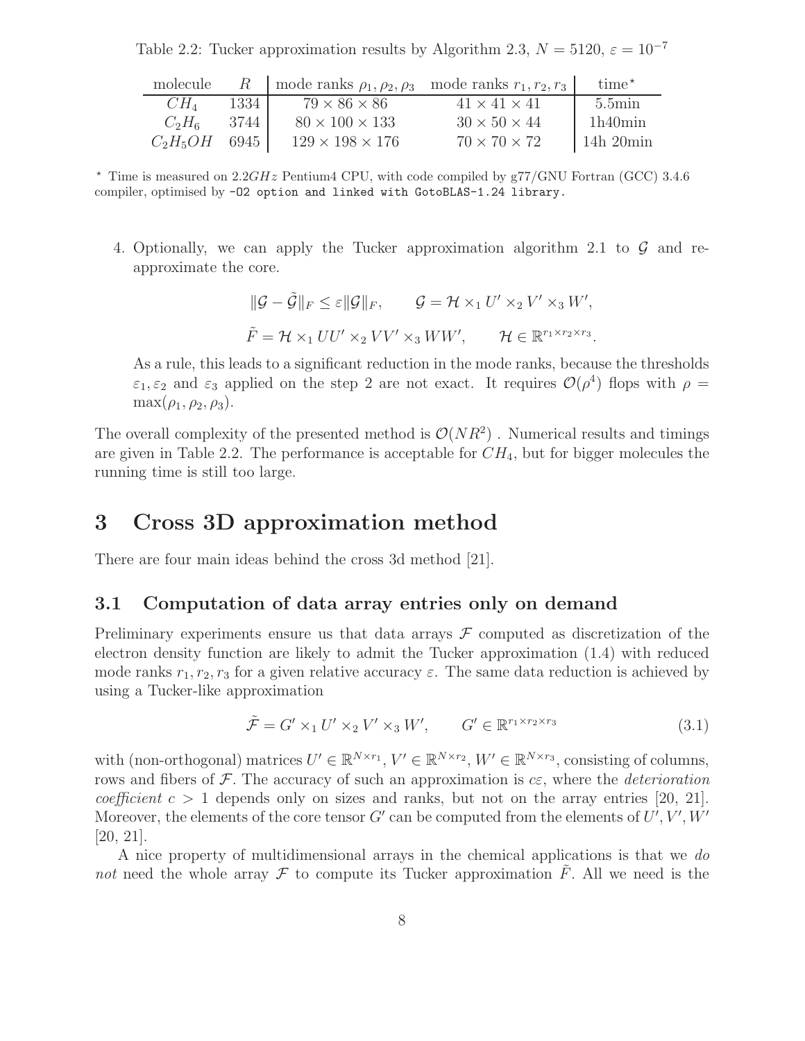Table 2.2: Tucker approximation results by Algorithm 2.3, $N = 5120$, $\varepsilon = 10^{-7}$

| molecule | $R$ | mode ranks $\rho_1, \rho_2, \rho_3$ | mode ranks $r_1, r_2, r_3$ | time* |
|---|---|---|---|---|
| $CH_4$ | 1334 | $79 \times 86 \times 86$ | $41 \times 41 \times 41$ | 5.5min |
| $C_2H_6$ | 3744 | $80 \times 100 \times 133$ | $30 \times 50 \times 44$ | 1h40min |
| $C_2H_5OH$ | 6945 | $129 \times 198 \times 176$ | $70 \times 70 \times 72$ | 14h 20min |

* Time is measured on 2.2$GHz$ Pentium4 CPU, with code compiled by g77/GNU Fortran (GCC) 3.4.6 compiler, optimised by `-O2` option and linked with GotoBLAS-1.24 library.

4. Optionally, we can apply the Tucker approximation algorithm 2.1 to $\mathcal{G}$ and re-approximate the core.

$$\|\mathcal{G} - \tilde{\mathcal{G}}\|_F \leq \varepsilon \|\mathcal{G}\|_F, \qquad \mathcal{G} = \mathcal{H} \times_1 U' \times_2 V' \times_3 W',$$

$$\tilde{F} = \mathcal{H} \times_1 UU' \times_2 VV' \times_3 WW', \qquad \mathcal{H} \in \mathbb{R}^{r_1 \times r_2 \times r_3}.$$

As a rule, this leads to a significant reduction in the mode ranks, because the thresholds $\varepsilon_1, \varepsilon_2$ and $\varepsilon_3$ applied on the step 2 are not exact. It requires $\mathcal{O}(\rho^4)$ flops with $\rho = \max(\rho_1, \rho_2, \rho_3)$.

The overall complexity of the presented method is $\mathcal{O}(NR^2)$ . Numerical results and timings are given in Table 2.2. The performance is acceptable for $CH_4$, but for bigger molecules the running time is still too large.

# 3 Cross 3D approximation method

There are four main ideas behind the cross 3d method [21].

## 3.1 Computation of data array entries only on demand

Preliminary experiments ensure us that data arrays $\mathcal{F}$ computed as discretization of the electron density function are likely to admit the Tucker approximation (1.4) with reduced mode ranks $r_1, r_2, r_3$ for a given relative accuracy $\varepsilon$. The same data reduction is achieved by using a Tucker-like approximation

$$\tilde{\mathcal{F}} = G' \times_1 U' \times_2 V' \times_3 W', \qquad G' \in \mathbb{R}^{r_1 \times r_2 \times r_3} \tag{3.1}$$

with (non-orthogonal) matrices $U' \in \mathbb{R}^{N \times r_1}$, $V' \in \mathbb{R}^{N \times r_2}$, $W' \in \mathbb{R}^{N \times r_3}$, consisting of columns, rows and fibers of $\mathcal{F}$. The accuracy of such an approximation is $c\varepsilon$, where the *deterioration coefficient* $c > 1$ depends only on sizes and ranks, but not on the array entries [20, 21]. Moreover, the elements of the core tensor $G'$ can be computed from the elements of $U', V', W'$ [20, 21].

A nice property of multidimensional arrays in the chemical applications is that we *do not* need the whole array $\mathcal{F}$ to compute its Tucker approximation $\tilde{F}$. All we need is the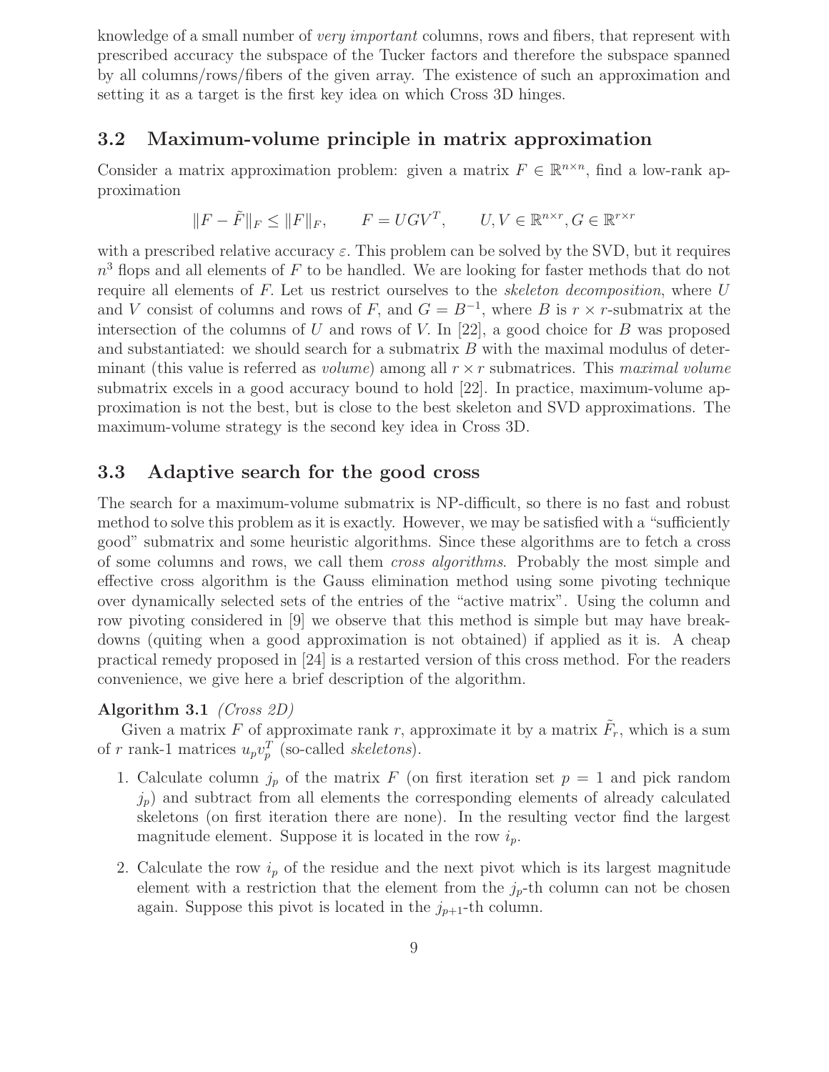knowledge of a small number of *very important* columns, rows and fibers, that represent with prescribed accuracy the subspace of the Tucker factors and therefore the subspace spanned by all columns/rows/fibers of the given array. The existence of such an approximation and setting it as a target is the first key idea on which Cross 3D hinges.

## 3.2 Maximum-volume principle in matrix approximation

Consider a matrix approximation problem: given a matrix $F \in \mathbb{R}^{n \times n}$, find a low-rank approximation

$$\|F - \tilde{F}\|_F \leq \|F\|_F, \qquad F = UGV^T, \qquad U, V \in \mathbb{R}^{n \times r}, G \in \mathbb{R}^{r \times r}$$

with a prescribed relative accuracy $\varepsilon$. This problem can be solved by the SVD, but it requires $n^3$ flops and all elements of $F$ to be handled. We are looking for faster methods that do not require all elements of $F$. Let us restrict ourselves to the *skeleton decomposition*, where $U$ and $V$ consist of columns and rows of $F$, and $G = B^{-1}$, where $B$ is $r \times r$-submatrix at the intersection of the columns of $U$ and rows of $V$. In [22], a good choice for $B$ was proposed and substantiated: we should search for a submatrix $B$ with the maximal modulus of determinant (this value is referred as *volume*) among all $r \times r$ submatrices. This *maximal volume* submatrix excels in a good accuracy bound to hold [22]. In practice, maximum-volume approximation is not the best, but is close to the best skeleton and SVD approximations. The maximum-volume strategy is the second key idea in Cross 3D.

## 3.3 Adaptive search for the good cross

The search for a maximum-volume submatrix is NP-difficult, so there is no fast and robust method to solve this problem as it is exactly. However, we may be satisfied with a "sufficiently good" submatrix and some heuristic algorithms. Since these algorithms are to fetch a cross of some columns and rows, we call them *cross algorithms*. Probably the most simple and effective cross algorithm is the Gauss elimination method using some pivoting technique over dynamically selected sets of the entries of the "active matrix". Using the column and row pivoting considered in [9] we observe that this method is simple but may have breakdowns (quiting when a good approximation is not obtained) if applied as it is. A cheap practical remedy proposed in [24] is a restarted version of this cross method. For the readers convenience, we give here a brief description of the algorithm.

**Algorithm 3.1** *(Cross 2D)*

Given a matrix $F$ of approximate rank $r$, approximate it by a matrix $\tilde{F}_r$, which is a sum of $r$ rank-1 matrices $u_p v_p^T$ (so-called *skeletons*).

1. Calculate column $j_p$ of the matrix $F$ (on first iteration set $p = 1$ and pick random $j_p$) and subtract from all elements the corresponding elements of already calculated skeletons (on first iteration there are none). In the resulting vector find the largest magnitude element. Suppose it is located in the row $i_p$.

2. Calculate the row $i_p$ of the residue and the next pivot which is its largest magnitude element with a restriction that the element from the $j_p$-th column can not be chosen again. Suppose this pivot is located in the $j_{p+1}$-th column.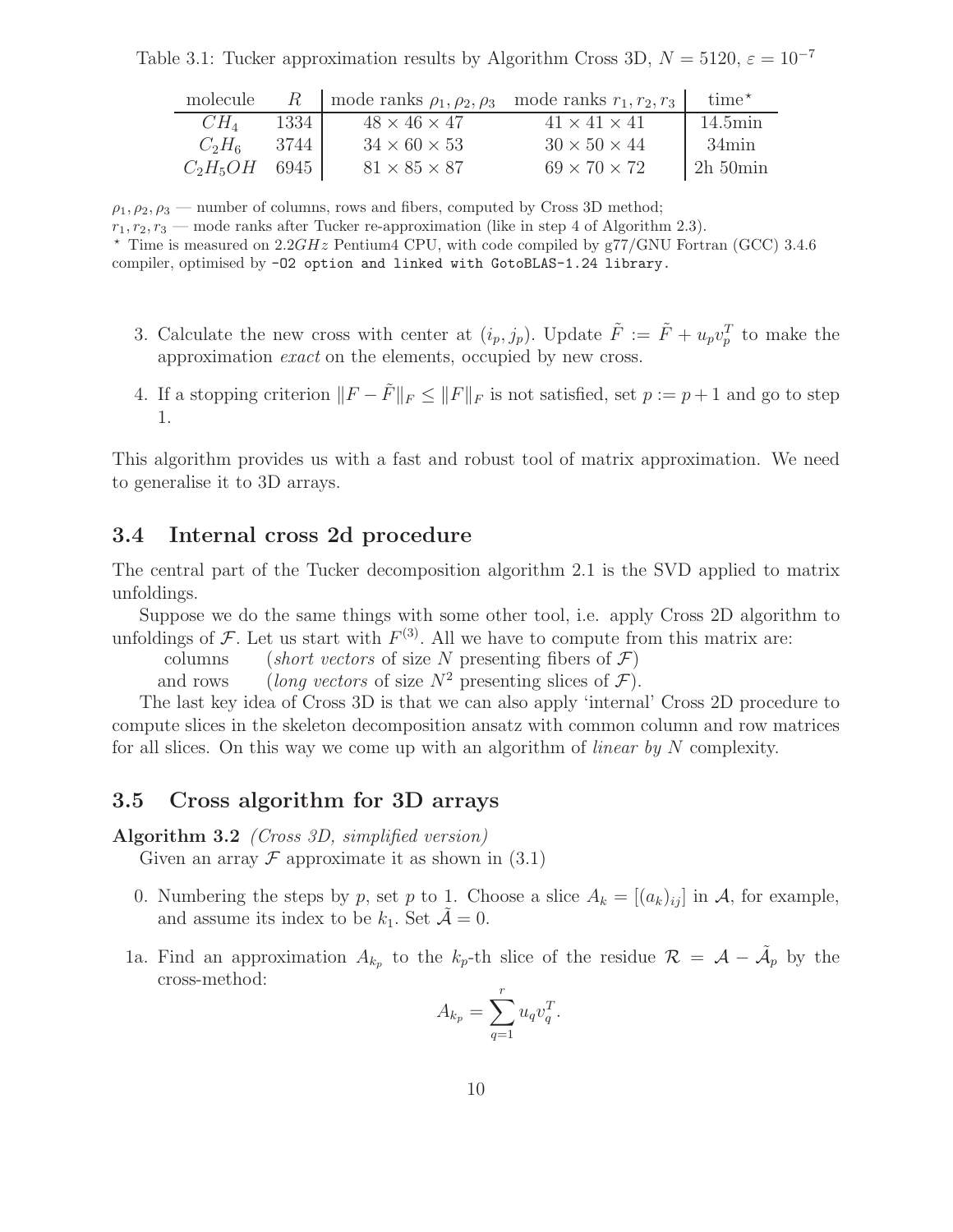Table 3.1: Tucker approximation results by Algorithm Cross 3D, $N = 5120$, $\varepsilon = 10^{-7}$

| molecule | $R$ | mode ranks $\rho_1, \rho_2, \rho_3$ | mode ranks $r_1, r_2, r_3$ | time* |
|---|---|---|---|---|
| $CH_4$ | 1334 | $48 \times 46 \times 47$ | $41 \times 41 \times 41$ | 14.5min |
| $C_2H_6$ | 3744 | $34 \times 60 \times 53$ | $30 \times 50 \times 44$ | 34min |
| $C_2H_5OH$ | 6945 | $81 \times 85 \times 87$ | $69 \times 70 \times 72$ | 2h 50min |

$\rho_1, \rho_2, \rho_3$ — number of columns, rows and fibers, computed by Cross 3D method;
$r_1, r_2, r_3$ — mode ranks after Tucker re-approximation (like in step 4 of Algorithm 2.3).
* Time is measured on 2.2$GHz$ Pentium4 CPU, with code compiled by g77/GNU Fortran (GCC) 3.4.6 compiler, optimised by `-O2` option and linked with GotoBLAS-1.24 library.

3. Calculate the new cross with center at $(i_p, j_p)$. Update $\tilde{F} := \tilde{F} + u_p v_p^T$ to make the approximation *exact* on the elements, occupied by new cross.

4. If a stopping criterion $\|F - \tilde{F}\|_F \leq \|F\|_F$ is not satisfied, set $p := p + 1$ and go to step 1.

This algorithm provides us with a fast and robust tool of matrix approximation. We need to generalise it to 3D arrays.

## 3.4 Internal cross 2d procedure

The central part of the Tucker decomposition algorithm 2.1 is the SVD applied to matrix unfoldings.

Suppose we do the same things with some other tool, i.e. apply Cross 2D algorithm to unfoldings of $\mathcal{F}$. Let us start with $F^{(3)}$. All we have to compute from this matrix are:

columns (*short vectors* of size $N$ presenting fibers of $\mathcal{F}$)
and rows (*long vectors* of size $N^2$ presenting slices of $\mathcal{F}$).

The last key idea of Cross 3D is that we can also apply 'internal' Cross 2D procedure to compute slices in the skeleton decomposition ansatz with common column and row matrices for all slices. On this way we come up with an algorithm of *linear by* $N$ complexity.

## 3.5 Cross algorithm for 3D arrays

**Algorithm 3.2** *(Cross 3D, simplified version)*
Given an array $\mathcal{F}$ approximate it as shown in (3.1)

0. Numbering the steps by $p$, set $p$ to 1. Choose a slice $A_k = [(a_k)_{ij}]$ in $\mathcal{A}$, for example, and assume its index to be $k_1$. Set $\tilde{\mathcal{A}} = 0$.

1a. Find an approximation $A_{k_p}$ to the $k_p$-th slice of the residue $\mathcal{R} = \mathcal{A} - \tilde{\mathcal{A}}_p$ by the cross-method:

$$A_{k_p} = \sum_{q=1}^{r} u_q v_q^T.$$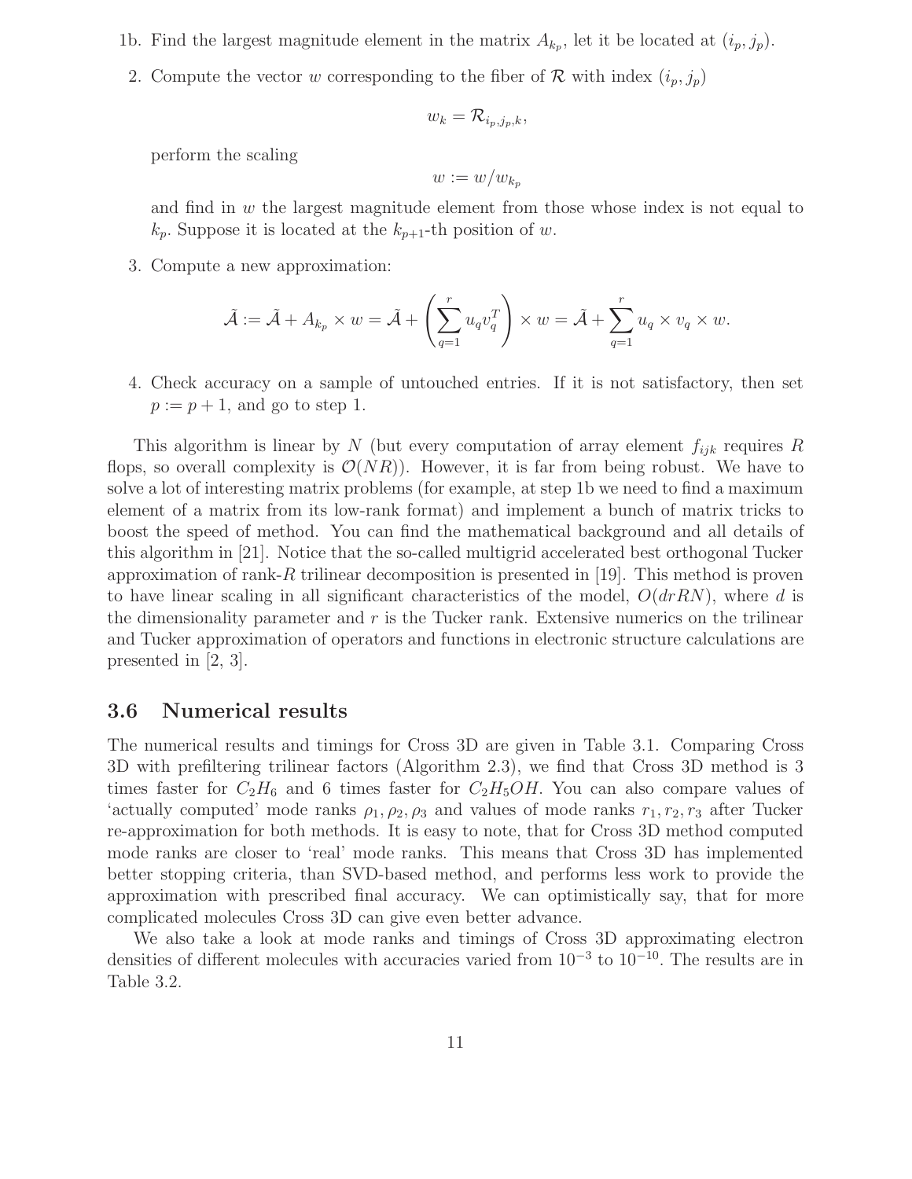1b. Find the largest magnitude element in the matrix $A_{k_p}$, let it be located at $(i_p, j_p)$.

2. Compute the vector $w$ corresponding to the fiber of $\mathcal{R}$ with index $(i_p, j_p)$

$$w_k = \mathcal{R}_{i_p, j_p, k},$$

perform the scaling

$$w := w / w_{k_p}$$

and find in $w$ the largest magnitude element from those whose index is not equal to $k_p$. Suppose it is located at the $k_{p+1}$-th position of $w$.

3. Compute a new approximation:

$$\tilde{\mathcal{A}} := \tilde{\mathcal{A}} + A_{k_p} \times w = \tilde{\mathcal{A}} + \left( \sum_{q=1}^{r} u_q v_q^T \right) \times w = \tilde{\mathcal{A}} + \sum_{q=1}^{r} u_q \times v_q \times w.$$

4. Check accuracy on a sample of untouched entries. If it is not satisfactory, then set $p := p + 1$, and go to step 1.

This algorithm is linear by $N$ (but every computation of array element $f_{ijk}$ requires $R$ flops, so overall complexity is $\mathcal{O}(NR)$). However, it is far from being robust. We have to solve a lot of interesting matrix problems (for example, at step 1b we need to find a maximum element of a matrix from its low-rank format) and implement a bunch of matrix tricks to boost the speed of method. You can find the mathematical background and all details of this algorithm in [21]. Notice that the so-called multigrid accelerated best orthogonal Tucker approximation of rank-$R$ trilinear decomposition is presented in [19]. This method is proven to have linear scaling in all significant characteristics of the model, $O(drRN)$, where $d$ is the dimensionality parameter and $r$ is the Tucker rank. Extensive numerics on the trilinear and Tucker approximation of operators and functions in electronic structure calculations are presented in [2, 3].

### 3.6 Numerical results

The numerical results and timings for Cross 3D are given in Table 3.1. Comparing Cross 3D with prefiltering trilinear factors (Algorithm 2.3), we find that Cross 3D method is 3 times faster for $C_2H_6$ and 6 times faster for $C_2H_5OH$. You can also compare values of 'actually computed' mode ranks $\rho_1, \rho_2, \rho_3$ and values of mode ranks $r_1, r_2, r_3$ after Tucker re-approximation for both methods. It is easy to note, that for Cross 3D method computed mode ranks are closer to 'real' mode ranks. This means that Cross 3D has implemented better stopping criteria, than SVD-based method, and performs less work to provide the approximation with prescribed final accuracy. We can optimistically say, that for more complicated molecules Cross 3D can give even better advance.

We also take a look at mode ranks and timings of Cross 3D approximating electron densities of different molecules with accuracies varied from $10^{-3}$ to $10^{-10}$. The results are in Table 3.2.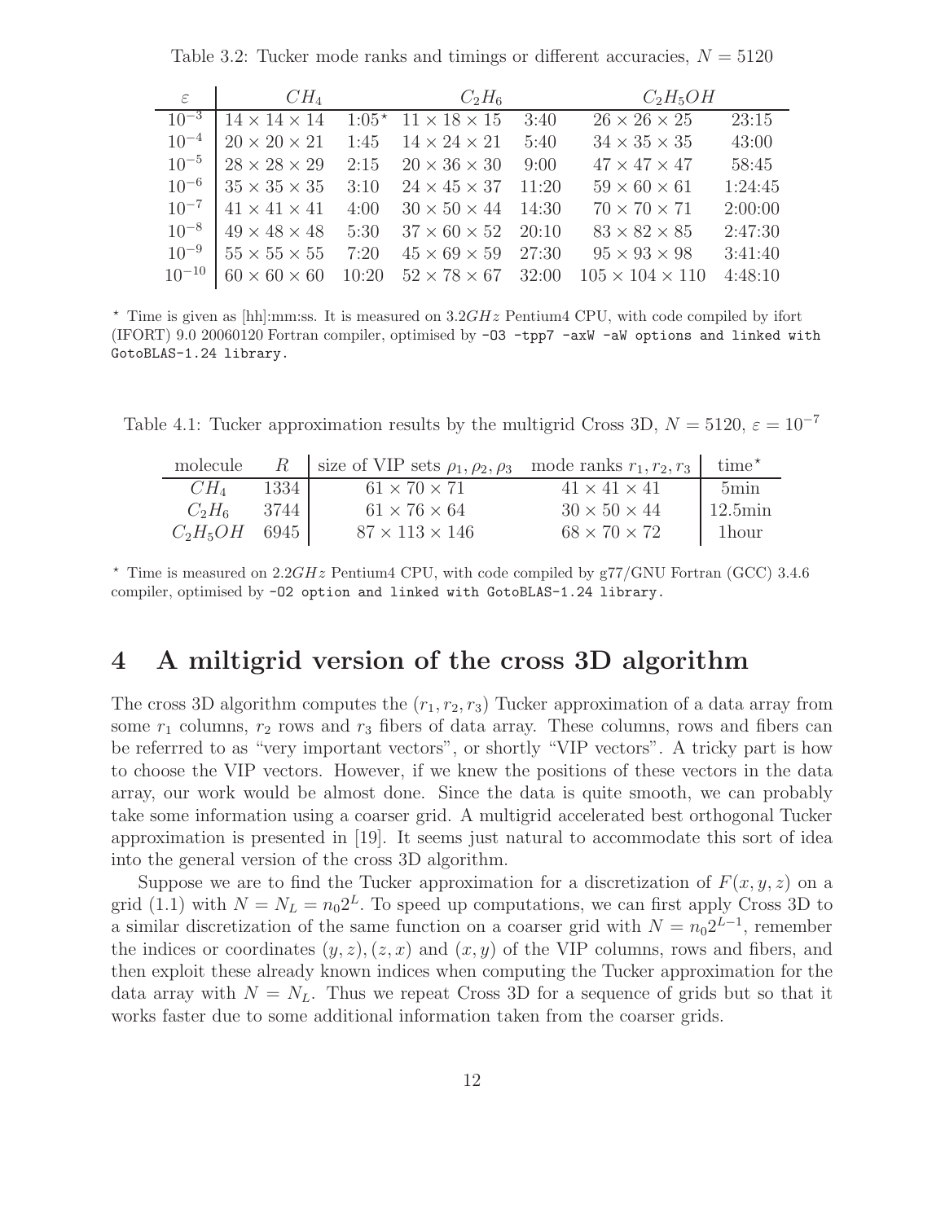Table 3.2: Tucker mode ranks and timings or different accuracies, $N = 5120$

| $\varepsilon$ | $CH_4$ | | $C_2H_6$ | | $C_2H_5OH$ | |
|---|---|---|---|---|---|---|
| $10^{-3}$ | $14 \times 14 \times 14$ | 1:05* | $11 \times 18 \times 15$ | 3:40 | $26 \times 26 \times 25$ | 23:15 |
| $10^{-4}$ | $20 \times 20 \times 21$ | 1:45 | $14 \times 24 \times 21$ | 5:40 | $34 \times 35 \times 35$ | 43:00 |
| $10^{-5}$ | $28 \times 28 \times 29$ | 2:15 | $20 \times 36 \times 30$ | 9:00 | $47 \times 47 \times 47$ | 58:45 |
| $10^{-6}$ | $35 \times 35 \times 35$ | 3:10 | $24 \times 45 \times 37$ | 11:20 | $59 \times 60 \times 61$ | 1:24:45 |
| $10^{-7}$ | $41 \times 41 \times 41$ | 4:00 | $30 \times 50 \times 44$ | 14:30 | $70 \times 70 \times 71$ | 2:00:00 |
| $10^{-8}$ | $49 \times 48 \times 48$ | 5:30 | $37 \times 60 \times 52$ | 20:10 | $83 \times 82 \times 85$ | 2:47:30 |
| $10^{-9}$ | $55 \times 55 \times 55$ | 7:20 | $45 \times 69 \times 59$ | 27:30 | $95 \times 93 \times 98$ | 3:41:40 |
| $10^{-10}$ | $60 \times 60 \times 60$ | 10:20 | $52 \times 78 \times 67$ | 32:00 | $105 \times 104 \times 110$ | 4:48:10 |

* Time is given as [hh]:mm:ss. It is measured on $3.2GHz$ Pentium4 CPU, with code compiled by ifort (IFORT) 9.0 20060120 Fortran compiler, optimised by `-O3 -tpp7 -axW -aW` options and linked with GotoBLAS-1.24 library.

Table 4.1: Tucker approximation results by the multigrid Cross 3D, $N = 5120$, $\varepsilon = 10^{-7}$

| molecule | $R$ | size of VIP sets $\rho_1, \rho_2, \rho_3$ | mode ranks $r_1, r_2, r_3$ | time* |
|---|---|---|---|---|
| $CH_4$ | 1334 | $61 \times 70 \times 71$ | $41 \times 41 \times 41$ | 5min |
| $C_2H_6$ | 3744 | $61 \times 76 \times 64$ | $30 \times 50 \times 44$ | 12.5min |
| $C_2H_5OH$ | 6945 | $87 \times 113 \times 146$ | $68 \times 70 \times 72$ | 1hour |

* Time is measured on $2.2GHz$ Pentium4 CPU, with code compiled by g77/GNU Fortran (GCC) 3.4.6 compiler, optimised by `-O2` option and linked with GotoBLAS-1.24 library.

# 4 A miltigrid version of the cross 3D algorithm

The cross 3D algorithm computes the $(r_1, r_2, r_3)$ Tucker approximation of a data array from some $r_1$ columns, $r_2$ rows and $r_3$ fibers of data array. These columns, rows and fibers can be referrred to as "very important vectors", or shortly "VIP vectors". A tricky part is how to choose the VIP vectors. However, if we knew the positions of these vectors in the data array, our work would be almost done. Since the data is quite smooth, we can probably take some information using a coarser grid. A multigrid accelerated best orthogonal Tucker approximation is presented in [19]. It seems just natural to accommodate this sort of idea into the general version of the cross 3D algorithm.

Suppose we are to find the Tucker approximation for a discretization of $F(x, y, z)$ on a grid (1.1) with $N = N_L = n_0 2^L$. To speed up computations, we can first apply Cross 3D to a similar discretization of the same function on a coarser grid with $N = n_0 2^{L-1}$, remember the indices or coordinates $(y, z), (z, x)$ and $(x, y)$ of the VIP columns, rows and fibers, and then exploit these already known indices when computing the Tucker approximation for the data array with $N = N_L$. Thus we repeat Cross 3D for a sequence of grids but so that it works faster due to some additional information taken from the coarser grids.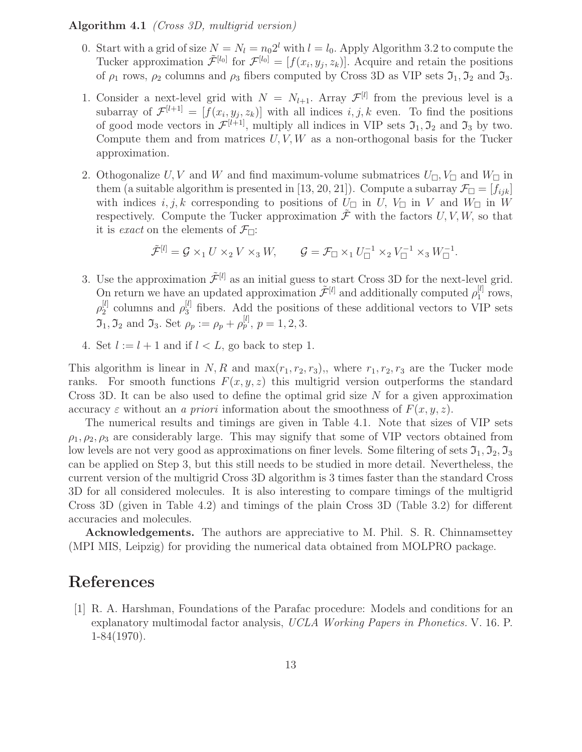**Algorithm 4.1** *(Cross 3D, multigrid version)*

0. Start with a grid of size $N = N_l = n_0 2^l$ with $l = l_0$. Apply Algorithm 3.2 to compute the Tucker approximation $\tilde{\mathcal{F}}^{[l_0]}$ for $\mathcal{F}^{[l_0]} = [f(x_i, y_j, z_k)]$. Acquire and retain the positions of $\rho_1$ rows, $\rho_2$ columns and $\rho_3$ fibers computed by Cross 3D as VIP sets $\mathfrak{I}_1, \mathfrak{I}_2$ and $\mathfrak{I}_3$.

1. Consider a next-level grid with $N = N_{l+1}$. Array $\mathcal{F}^{[l]}$ from the previous level is a subarray of $\mathcal{F}^{[l+1]} = [f(x_i, y_j, z_k)]$ with all indices $i, j, k$ even. To find the positions of good mode vectors in $\mathcal{F}^{[l+1]}$, multiply all indices in VIP sets $\mathfrak{I}_1, \mathfrak{I}_2$ and $\mathfrak{I}_3$ by two. Compute them and from matrices $U, V, W$ as a non-orthogonal basis for the Tucker approximation.

2. Othogonalize $U, V$ and $W$ and find maximum-volume submatrices $U_\square, V_\square$ and $W_\square$ in them (a suitable algorithm is presented in [13, 20, 21]). Compute a subarray $\mathcal{F}_\square = [f_{ijk}]$ with indices $i, j, k$ corresponding to positions of $U_\square$ in $U$, $V_\square$ in $V$ and $W_\square$ in $W$ respectively. Compute the Tucker approximation $\tilde{\mathcal{F}}$ with the factors $U, V, W$, so that it is *exact* on the elements of $\mathcal{F}_\square$:

$$\tilde{\mathcal{F}}^{[l]} = \mathcal{G} \times_1 U \times_2 V \times_3 W, \qquad \mathcal{G} = \mathcal{F}_\square \times_1 U_\square^{-1} \times_2 V_\square^{-1} \times_3 W_\square^{-1}.$$

3. Use the approximation $\tilde{\mathcal{F}}^{[l]}$ as an initial guess to start Cross 3D for the next-level grid. On return we have an updated approximation $\tilde{\mathcal{F}}^{[l]}$ and additionally computed $\rho_1^{[l]}$ rows, $\rho_2^{[l]}$ columns and $\rho_3^{[l]}$ fibers. Add the positions of these additional vectors to VIP sets $\mathfrak{I}_1, \mathfrak{I}_2$ and $\mathfrak{I}_3$. Set $\rho_p := \rho_p + \rho_p^{[l]}$, $p = 1, 2, 3$.

4. Set $l := l + 1$ and if $l < L$, go back to step 1.

This algorithm is linear in $N, R$ and $\max(r_1, r_2, r_3)$,, where $r_1, r_2, r_3$ are the Tucker mode ranks. For smooth functions $F(x, y, z)$ this multigrid version outperforms the standard Cross 3D. It can be also used to define the optimal grid size $N$ for a given approximation accuracy $\varepsilon$ without an *a priori* information about the smoothness of $F(x, y, z)$.

The numerical results and timings are given in Table 4.1. Note that sizes of VIP sets $\rho_1, \rho_2, \rho_3$ are considerably large. This may signify that some of VIP vectors obtained from low levels are not very good as approximations on finer levels. Some filtering of sets $\mathfrak{I}_1, \mathfrak{I}_2, \mathfrak{I}_3$ can be applied on Step 3, but this still needs to be studied in more detail. Nevertheless, the current version of the multigrid Cross 3D algorithm is 3 times faster than the standard Cross 3D for all considered molecules. It is also interesting to compare timings of the multigrid Cross 3D (given in Table 4.2) and timings of the plain Cross 3D (Table 3.2) for different accuracies and molecules.

**Acknowledgements.** The authors are appreciative to M. Phil. S. R. Chinnamsettey (MPI MIS, Leipzig) for providing the numerical data obtained from MOLPRO package.

# References

[1] R. A. Harshman, Foundations of the Parafac procedure: Models and conditions for an explanatory multimodal factor analysis, *UCLA Working Papers in Phonetics.* V. 16. P. 1-84(1970).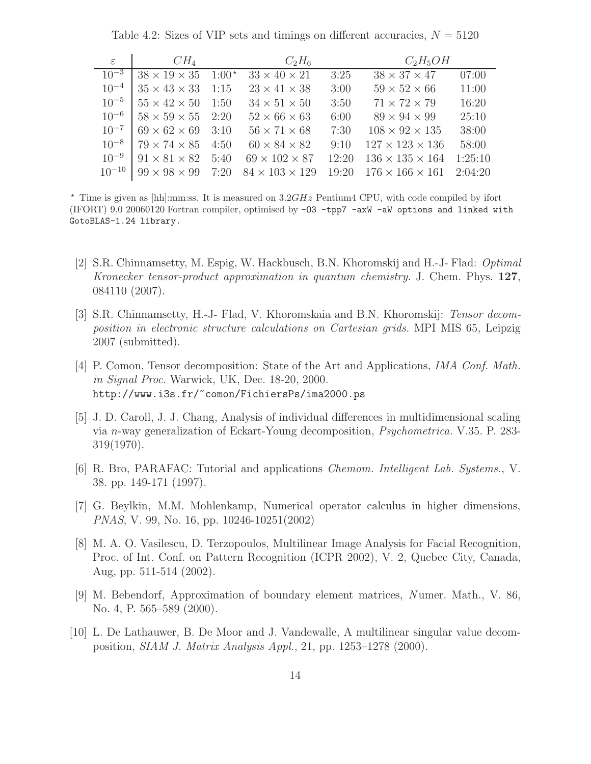Table 4.2: Sizes of VIP sets and timings on different accuracies, $N = 5120$

| $\varepsilon$ | $CH_4$ | | $C_2H_6$ | | $C_2H_5OH$ | |
|---|---|---|---|---|---|---|
| $10^{-3}$ | $38 \times 19 \times 35$ | 1:00* | $33 \times 40 \times 21$ | 3:25 | $38 \times 37 \times 47$ | 07:00 |
| $10^{-4}$ | $35 \times 43 \times 33$ | 1:15 | $23 \times 41 \times 38$ | 3:00 | $59 \times 52 \times 66$ | 11:00 |
| $10^{-5}$ | $55 \times 42 \times 50$ | 1:50 | $34 \times 51 \times 50$ | 3:50 | $71 \times 72 \times 79$ | 16:20 |
| $10^{-6}$ | $58 \times 59 \times 55$ | 2:20 | $52 \times 66 \times 63$ | 6:00 | $89 \times 94 \times 99$ | 25:10 |
| $10^{-7}$ | $69 \times 62 \times 69$ | 3:10 | $56 \times 71 \times 68$ | 7:30 | $108 \times 92 \times 135$ | 38:00 |
| $10^{-8}$ | $79 \times 74 \times 85$ | 4:50 | $60 \times 84 \times 82$ | 9:10 | $127 \times 123 \times 136$ | 58:00 |
| $10^{-9}$ | $91 \times 81 \times 82$ | 5:40 | $69 \times 102 \times 87$ | 12:20 | $136 \times 135 \times 164$ | 1:25:10 |
| $10^{-10}$ | $99 \times 98 \times 99$ | 7:20 | $84 \times 103 \times 129$ | 19:20 | $176 \times 166 \times 161$ | 2:04:20 |

* Time is given as [hh]:mm:ss. It is measured on $3.2GHz$ Pentium4 CPU, with code compiled by ifort (IFORT) 9.0 20060120 Fortran compiler, optimised by `-O3 -tpp7 -axW -aW` options and linked with GotoBLAS-1.24 library.

[2] S.R. Chinnamsetty, M. Espig, W. Hackbusch, B.N. Khoromskij and H.-J- Flad: *Optimal Kronecker tensor-product approximation in quantum chemistry.* J. Chem. Phys. **127**, 084110 (2007).

[3] S.R. Chinnamsetty, H.-J- Flad, V. Khoromskaia and B.N. Khoromskij: *Tensor decomposition in electronic structure calculations on Cartesian grids.* MPI MIS 65, Leipzig 2007 (submitted).

[4] P. Comon, Tensor decomposition: State of the Art and Applications, *IMA Conf. Math. in Signal Proc.* Warwick, UK, Dec. 18-20, 2000. http://www.i3s.fr/~comon/FichiersPs/ima2000.ps

[5] J. D. Caroll, J. J. Chang, Analysis of individual differences in multidimensional scaling via $n$-way generalization of Eckart-Young decomposition, *Psychometrica.* V.35. P. 283-319(1970).

[6] R. Bro, PARAFAC: Tutorial and applications *Chemom. Intelligent Lab. Systems.*, V. 38. pp. 149-171 (1997).

[7] G. Beylkin, M.M. Mohlenkamp, Numerical operator calculus in higher dimensions, *PNAS*, V. 99, No. 16, pp. 10246-10251(2002)

[8] M. A. O. Vasilescu, D. Terzopoulos, Multilinear Image Analysis for Facial Recognition, Proc. of Int. Conf. on Pattern Recognition (ICPR 2002), V. 2, Quebec City, Canada, Aug, pp. 511-514 (2002).

[9] M. Bebendorf, Approximation of boundary element matrices, *N*umer. Math., V. 86, No. 4, P. 565–589 (2000).

[10] L. De Lathauwer, B. De Moor and J. Vandewalle, A multilinear singular value decomposition, *SIAM J. Matrix Analysis Appl.*, 21, pp. 1253–1278 (2000).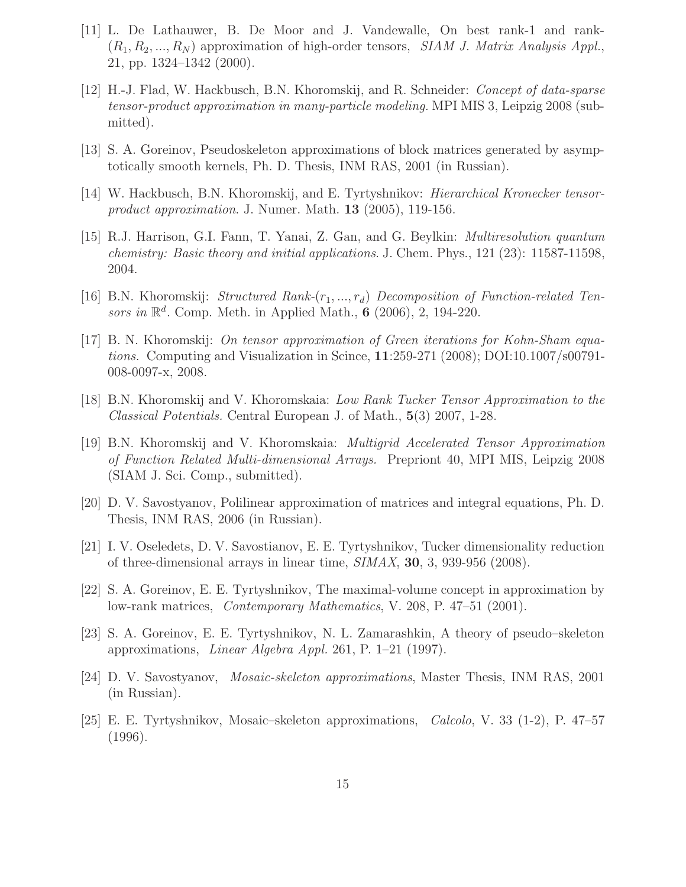[11] L. De Lathauwer, B. De Moor and J. Vandewalle, On best rank-1 and rank-$(R_1, R_2, ..., R_N)$ approximation of high-order tensors, *SIAM J. Matrix Analysis Appl.*, 21, pp. 1324–1342 (2000).

[12] H.-J. Flad, W. Hackbusch, B.N. Khoromskij, and R. Schneider: *Concept of data-sparse tensor-product approximation in many-particle modeling.* MPI MIS 3, Leipzig 2008 (submitted).

[13] S. A. Goreinov, Pseudoskeleton approximations of block matrices generated by asymptotically smooth kernels, Ph. D. Thesis, INM RAS, 2001 (in Russian).

[14] W. Hackbusch, B.N. Khoromskij, and E. Tyrtyshnikov: *Hierarchical Kronecker tensor-product approximation*. J. Numer. Math. **13** (2005), 119-156.

[15] R.J. Harrison, G.I. Fann, T. Yanai, Z. Gan, and G. Beylkin: *Multiresolution quantum chemistry: Basic theory and initial applications*. J. Chem. Phys., 121 (23): 11587-11598, 2004.

[16] B.N. Khoromskij: *Structured Rank-$(r_1, ..., r_d)$ Decomposition of Function-related Tensors in $\mathbb{R}^d$*. Comp. Meth. in Applied Math., **6** (2006), 2, 194-220.

[17] B. N. Khoromskij: *On tensor approximation of Green iterations for Kohn-Sham equations.* Computing and Visualization in Scince, **11**:259-271 (2008); DOI:10.1007/s00791-008-0097-x, 2008.

[18] B.N. Khoromskij and V. Khoromskaia: *Low Rank Tucker Tensor Approximation to the Classical Potentials.* Central European J. of Math., **5**(3) 2007, 1-28.

[19] B.N. Khoromskij and V. Khoromskaia: *Multigrid Accelerated Tensor Approximation of Function Related Multi-dimensional Arrays.* Prepriont 40, MPI MIS, Leipzig 2008 (SIAM J. Sci. Comp., submitted).

[20] D. V. Savostyanov, Polilinear approximation of matrices and integral equations, Ph. D. Thesis, INM RAS, 2006 (in Russian).

[21] I. V. Oseledets, D. V. Savostianov, E. E. Tyrtyshnikov, Tucker dimensionality reduction of three-dimensional arrays in linear time, *SIMAX*, **30**, 3, 939-956 (2008).

[22] S. A. Goreinov, E. E. Tyrtyshnikov, The maximal-volume concept in approximation by low-rank matrices, *Contemporary Mathematics*, V. 208, P. 47–51 (2001).

[23] S. A. Goreinov, E. E. Tyrtyshnikov, N. L. Zamarashkin, A theory of pseudo–skeleton approximations, *Linear Algebra Appl.* 261, P. 1–21 (1997).

[24] D. V. Savostyanov, *Mosaic-skeleton approximations*, Master Thesis, INM RAS, 2001 (in Russian).

[25] E. E. Tyrtyshnikov, Mosaic–skeleton approximations, *Calcolo*, V. 33 (1-2), P. 47–57 (1996).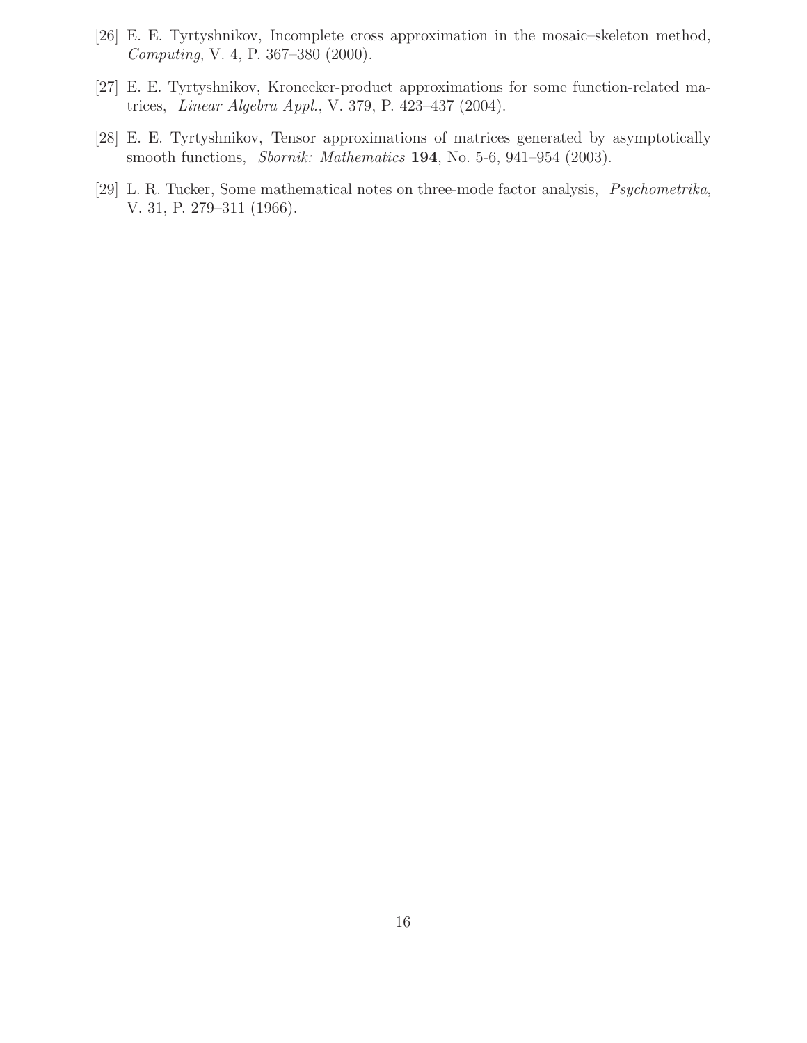[26] E. E. Tyrtyshnikov, Incomplete cross approximation in the mosaic–skeleton method, *Computing*, V. 4, P. 367–380 (2000).

[27] E. E. Tyrtyshnikov, Kronecker-product approximations for some function-related matrices, *Linear Algebra Appl.*, V. 379, P. 423–437 (2004).

[28] E. E. Tyrtyshnikov, Tensor approximations of matrices generated by asymptotically smooth functions, *Sbornik: Mathematics* **194**, No. 5-6, 941–954 (2003).

[29] L. R. Tucker, Some mathematical notes on three-mode factor analysis, *Psychometrika*, V. 31, P. 279–311 (1966).